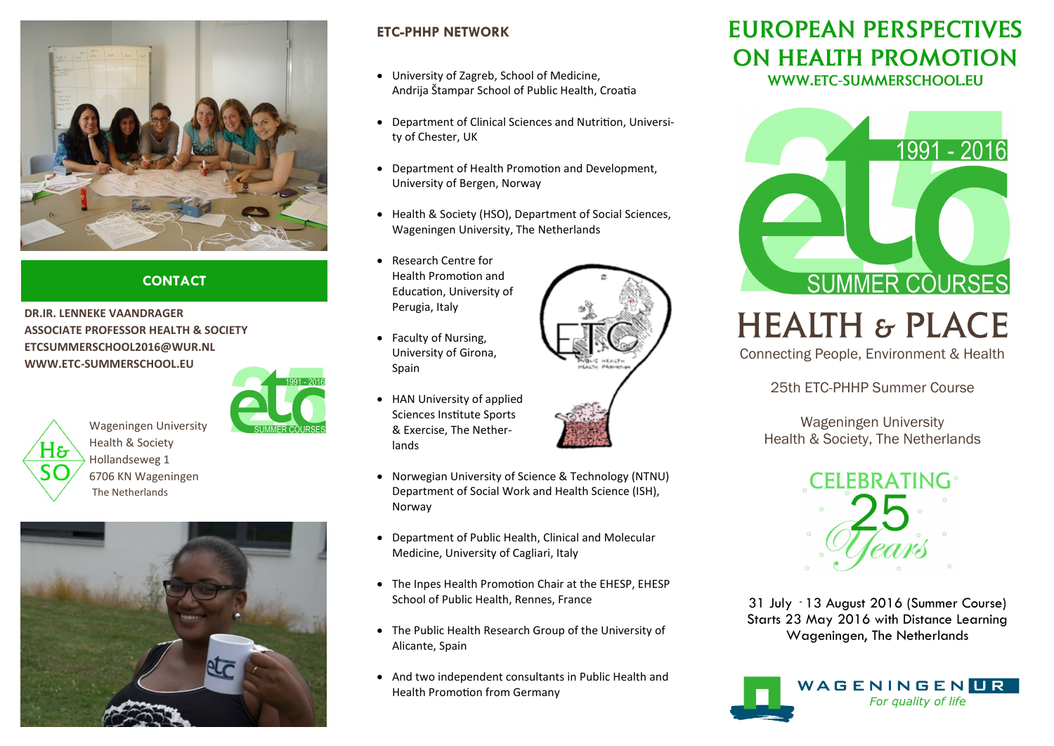## CONTACT

**DR.IR. LENNEKE VAANDRAGER**
**ASSOCIATE PROFESSOR HEALTH & SOCIETY**
**ETCSUMMERSCHOOL2016@WUR.NL**
**WWW.ETC-SUMMERSCHOOL.EU**

Wageningen University
Health & Society
Hollandseweg 1
6706 KN Wageningen
The Netherlands

## ETC-PHHP NETWORK

- University of Zagreb, School of Medicine, Andrija Štampar School of Public Health, Croatia
- Department of Clinical Sciences and Nutrition, University of Chester, UK
- Department of Health Promotion and Development, University of Bergen, Norway
- Health & Society (HSO), Department of Social Sciences, Wageningen University, The Netherlands
- Research Centre for Health Promotion and Education, University of Perugia, Italy
- Faculty of Nursing, University of Girona, Spain
- HAN University of applied Sciences Institute Sports & Exercise, The Netherlands
- Norwegian University of Science & Technology (NTNU) Department of Social Work and Health Science (ISH), Norway
- Department of Public Health, Clinical and Molecular Medicine, University of Cagliari, Italy
- The Inpes Health Promotion Chair at the EHESP, EHESP School of Public Health, Rennes, France
- The Public Health Research Group of the University of Alicante, Spain
- And two independent consultants in Public Health and Health Promotion from Germany

# EUROPEAN PERSPECTIVES ON HEALTH PROMOTION

**WWW.ETC-SUMMERSCHOOL.EU**

1991 - 2016
etc
SUMMER COURSES

# HEALTH & PLACE

Connecting People, Environment & Health

25th ETC-PHHP Summer Course

Wageningen University
Health & Society, The Netherlands

CELEBRATING 25 Years

31 July - 13 August 2016 (Summer Course)
Starts 23 May 2016 with Distance Learning
Wageningen, The Netherlands

WAGENINGEN UR
*For quality of life*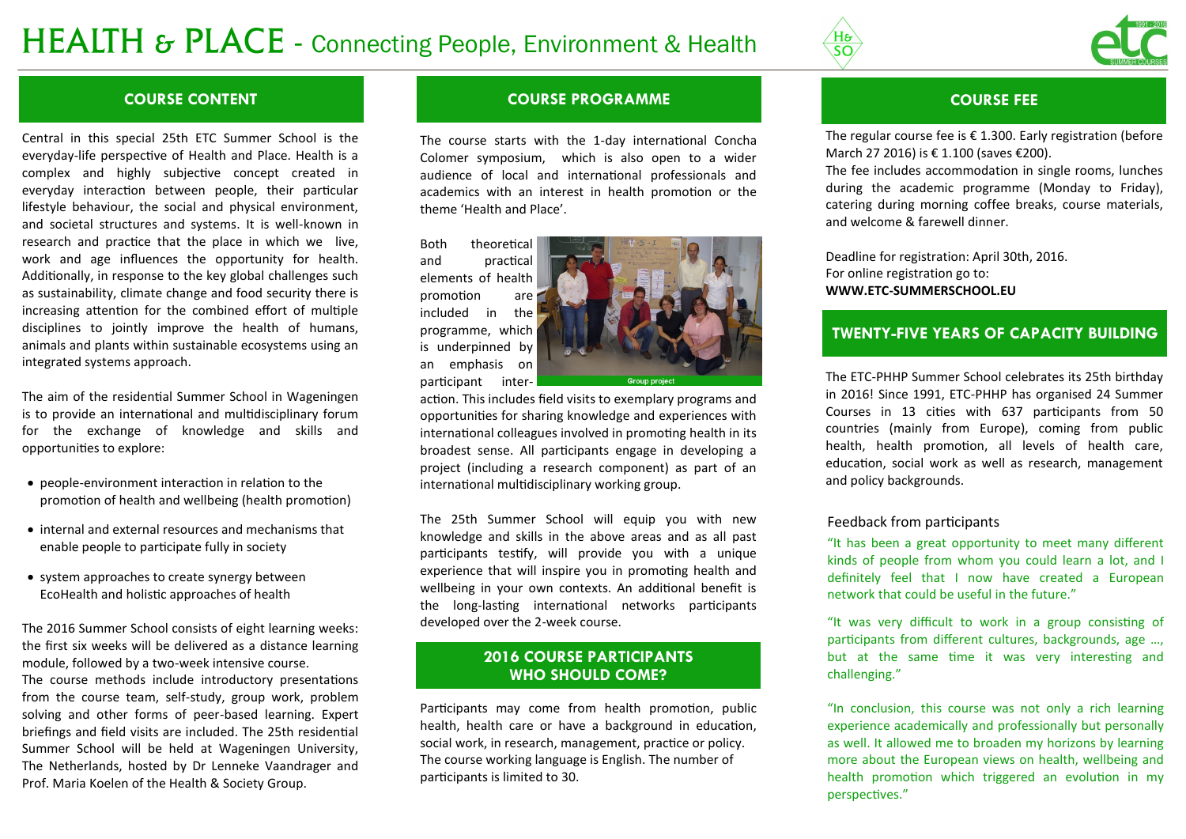# HEALTH & PLACE - Connecting People, Environment & Health

## COURSE CONTENT

Central in this special 25th ETC Summer School is the everyday-life perspective of Health and Place. Health is a complex and highly subjective concept created in everyday interaction between people, their particular lifestyle behaviour, the social and physical environment, and societal structures and systems. It is well-known in research and practice that the place in which we live, work and age influences the opportunity for health. Additionally, in response to the key global challenges such as sustainability, climate change and food security there is increasing attention for the combined effort of multiple disciplines to jointly improve the health of humans, animals and plants within sustainable ecosystems using an integrated systems approach.

The aim of the residential Summer School in Wageningen is to provide an international and multidisciplinary forum for the exchange of knowledge and skills and opportunities to explore:

- people-environment interaction in relation to the promotion of health and wellbeing (health promotion)
- internal and external resources and mechanisms that enable people to participate fully in society
- system approaches to create synergy between EcoHealth and holistic approaches of health

The 2016 Summer School consists of eight learning weeks: the first six weeks will be delivered as a distance learning module, followed by a two-week intensive course.
The course methods include introductory presentations from the course team, self-study, group work, problem solving and other forms of peer-based learning. Expert briefings and field visits are included. The 25th residential Summer School will be held at Wageningen University, The Netherlands, hosted by Dr Lenneke Vaandrager and Prof. Maria Koelen of the Health & Society Group.

## COURSE PROGRAMME

The course starts with the 1-day international Concha Colomer symposium, which is also open to a wider audience of local and international professionals and academics with an interest in health promotion or the theme 'Health and Place'.

Both theoretical and practical elements of health promotion are included in the programme, which is underpinned by an emphasis on participant interaction. This includes field visits to exemplary programs and opportunities for sharing knowledge and experiences with international colleagues involved in promoting health in its broadest sense. All participants engage in developing a project (including a research component) as part of an international multidisciplinary working group.

Group project

The 25th Summer School will equip you with new knowledge and skills in the above areas and as all past participants testify, will provide you with a unique experience that will inspire you in promoting health and wellbeing in your own contexts. An additional benefit is the long-lasting international networks participants developed over the 2-week course.

## 2016 COURSE PARTICIPANTS WHO SHOULD COME?

Participants may come from health promotion, public health, health care or have a background in education, social work, in research, management, practice or policy. The course working language is English. The number of participants is limited to 30.

## COURSE FEE

The regular course fee is € 1.300. Early registration (before March 27 2016) is € 1.100 (saves €200).
The fee includes accommodation in single rooms, lunches during the academic programme (Monday to Friday), catering during morning coffee breaks, course materials, and welcome & farewell dinner.

Deadline for registration: April 30th, 2016.
For online registration go to:
**WWW.ETC-SUMMERSCHOOL.EU**

## TWENTY-FIVE YEARS OF CAPACITY BUILDING

The ETC-PHHP Summer School celebrates its 25th birthday in 2016! Since 1991, ETC-PHHP has organised 24 Summer Courses in 13 cities with 637 participants from 50 countries (mainly from Europe), coming from public health, health promotion, all levels of health care, education, social work as well as research, management and policy backgrounds.

### Feedback from participants

"It has been a great opportunity to meet many different kinds of people from whom you could learn a lot, and I definitely feel that I now have created a European network that could be useful in the future."

"It was very difficult to work in a group consisting of participants from different cultures, backgrounds, age ..., but at the same time it was very interesting and challenging."

"In conclusion, this course was not only a rich learning experience academically and professionally but personally as well. It allowed me to broaden my horizons by learning more about the European views on health, wellbeing and health promotion which triggered an evolution in my perspectives."